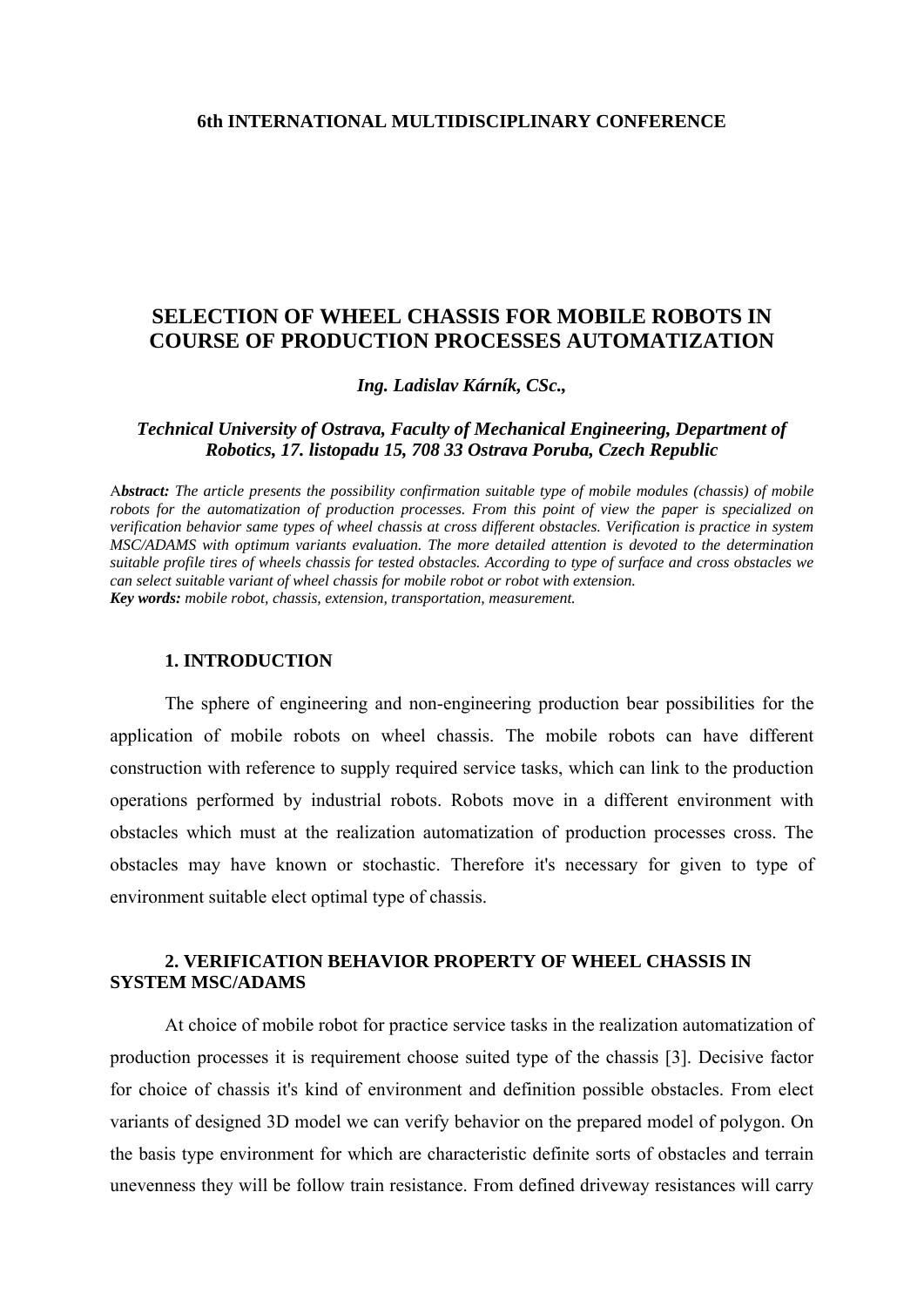**6th INTERNATIONAL MULTIDISCIPLINARY CONFERENCE**

# SELECTION OF WHEEL CHASSIS FOR MOBILE ROBOTS IN COURSE OF PRODUCTION PROCESSES AUTOMATIZATION

***Ing. Ladislav Kárník, CSc.,***

***Technical University of Ostrava, Faculty of Mechanical Engineering, Department of Robotics, 17. listopadu 15, 708 33 Ostrava Poruba, Czech Republic***

A***bstract:*** *The article presents the possibility confirmation suitable type of mobile modules (chassis) of mobile robots for the automatization of production processes. From this point of view the paper is specialized on verification behavior same types of wheel chassis at cross different obstacles. Verification is practice in system MSC/ADAMS with optimum variants evaluation. The more detailed attention is devoted to the determination suitable profile tires of wheels chassis for tested obstacles. According to type of surface and cross obstacles we can select suitable variant of wheel chassis for mobile robot or robot with extension.*
***Key words:*** *mobile robot, chassis, extension, transportation, measurement.*

## 1. INTRODUCTION

The sphere of engineering and non-engineering production bear possibilities for the application of mobile robots on wheel chassis. The mobile robots can have different construction with reference to supply required service tasks, which can link to the production operations performed by industrial robots. Robots move in a different environment with obstacles which must at the realization automatization of production processes cross. The obstacles may have known or stochastic. Therefore it's necessary for given to type of environment suitable elect optimal type of chassis.

## 2. VERIFICATION BEHAVIOR PROPERTY OF WHEEL CHASSIS IN SYSTEM MSC/ADAMS

At choice of mobile robot for practice service tasks in the realization automatization of production processes it is requirement choose suited type of the chassis [3]. Decisive factor for choice of chassis it's kind of environment and definition possible obstacles. From elect variants of designed 3D model we can verify behavior on the prepared model of polygon. On the basis type environment for which are characteristic definite sorts of obstacles and terrain unevenness they will be follow train resistance. From defined driveway resistances will carry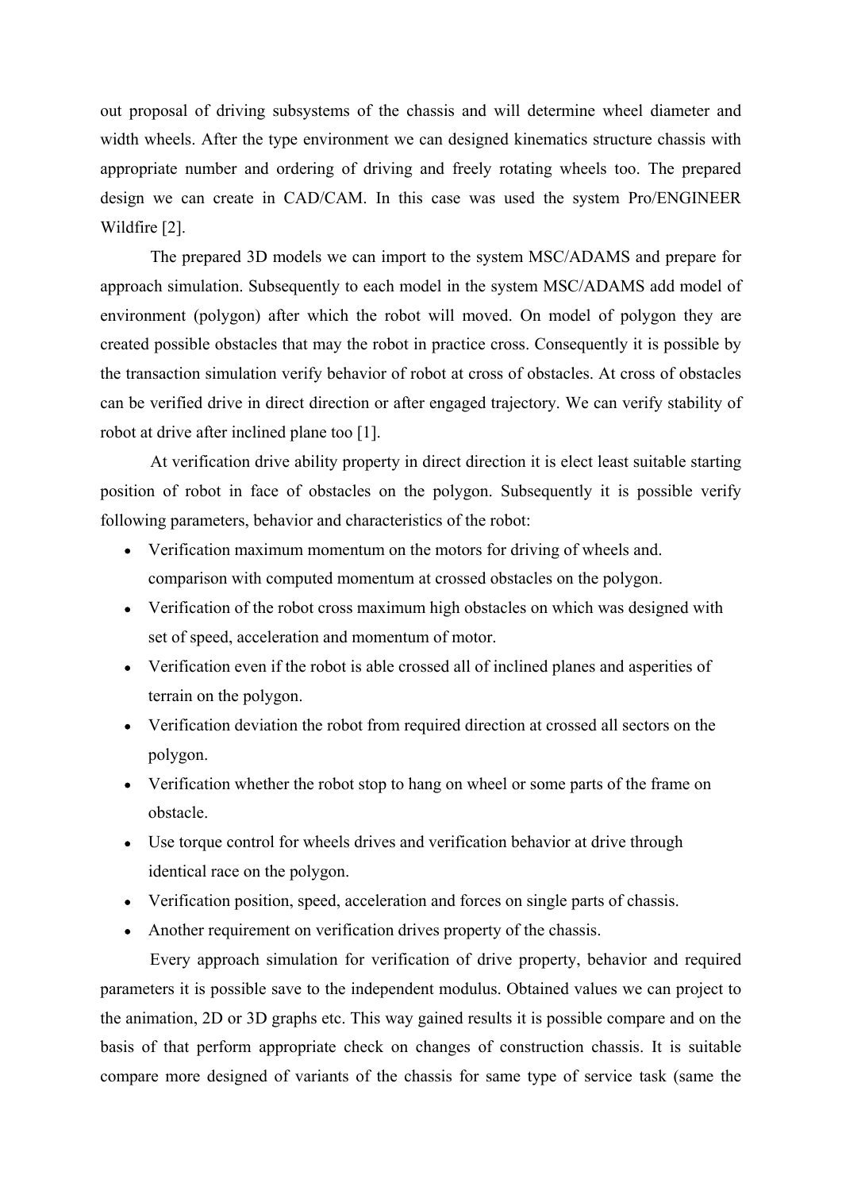out proposal of driving subsystems of the chassis and will determine wheel diameter and width wheels. After the type environment we can designed kinematics structure chassis with appropriate number and ordering of driving and freely rotating wheels too. The prepared design we can create in CAD/CAM. In this case was used the system Pro/ENGINEER Wildfire [2].

The prepared 3D models we can import to the system MSC/ADAMS and prepare for approach simulation. Subsequently to each model in the system MSC/ADAMS add model of environment (polygon) after which the robot will moved. On model of polygon they are created possible obstacles that may the robot in practice cross. Consequently it is possible by the transaction simulation verify behavior of robot at cross of obstacles. At cross of obstacles can be verified drive in direct direction or after engaged trajectory. We can verify stability of robot at drive after inclined plane too [1].

At verification drive ability property in direct direction it is elect least suitable starting position of robot in face of obstacles on the polygon. Subsequently it is possible verify following parameters, behavior and characteristics of the robot:

- Verification maximum momentum on the motors for driving of wheels and. comparison with computed momentum at crossed obstacles on the polygon.
- Verification of the robot cross maximum high obstacles on which was designed with set of speed, acceleration and momentum of motor.
- Verification even if the robot is able crossed all of inclined planes and asperities of terrain on the polygon.
- Verification deviation the robot from required direction at crossed all sectors on the polygon.
- Verification whether the robot stop to hang on wheel or some parts of the frame on obstacle.
- Use torque control for wheels drives and verification behavior at drive through identical race on the polygon.
- Verification position, speed, acceleration and forces on single parts of chassis.
- Another requirement on verification drives property of the chassis.

Every approach simulation for verification of drive property, behavior and required parameters it is possible save to the independent modulus. Obtained values we can project to the animation, 2D or 3D graphs etc. This way gained results it is possible compare and on the basis of that perform appropriate check on changes of construction chassis. It is suitable compare more designed of variants of the chassis for same type of service task (same the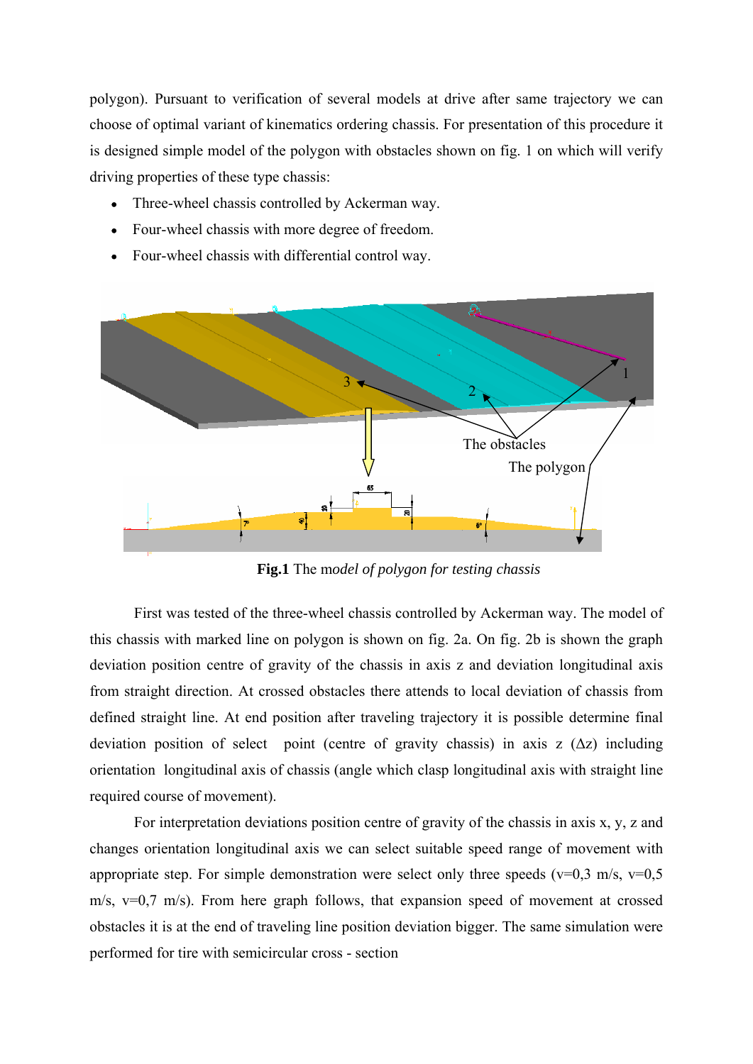polygon). Pursuant to verification of several models at drive after same trajectory we can choose of optimal variant of kinematics ordering chassis. For presentation of this procedure it is designed simple model of the polygon with obstacles shown on fig. 1 on which will verify driving properties of these type chassis:

- Three-wheel chassis controlled by Ackerman way.
- Four-wheel chassis with more degree of freedom.
- Four-wheel chassis with differential control way.

**Fig.1** The m*odel of polygon for testing chassis*

First was tested of the three-wheel chassis controlled by Ackerman way. The model of this chassis with marked line on polygon is shown on fig. 2a. On fig. 2b is shown the graph deviation position centre of gravity of the chassis in axis z and deviation longitudinal axis from straight direction. At crossed obstacles there attends to local deviation of chassis from defined straight line. At end position after traveling trajectory it is possible determine final deviation position of select point (centre of gravity chassis) in axis z ($\Delta z$) including orientation longitudinal axis of chassis (angle which clasp longitudinal axis with straight line required course of movement).

For interpretation deviations position centre of gravity of the chassis in axis x, y, z and changes orientation longitudinal axis we can select suitable speed range of movement with appropriate step. For simple demonstration were select only three speeds (v=0,3 m/s, v=0,5 m/s, v=0,7 m/s). From here graph follows, that expansion speed of movement at crossed obstacles it is at the end of traveling line position deviation bigger. The same simulation were performed for tire with semicircular cross - section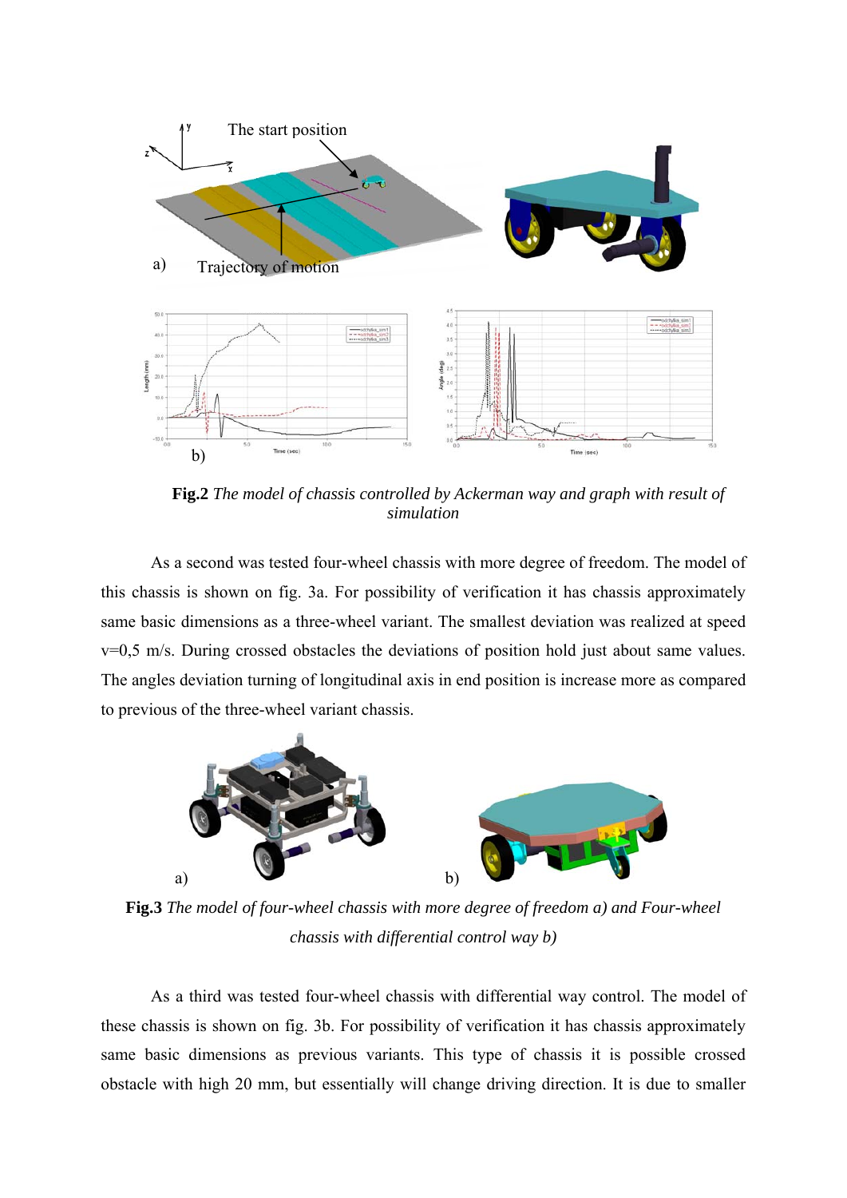**Fig.2** *The model of chassis controlled by Ackerman way and graph with result of simulation*

As a second was tested four-wheel chassis with more degree of freedom. The model of this chassis is shown on fig. 3a. For possibility of verification it has chassis approximately same basic dimensions as a three-wheel variant. The smallest deviation was realized at speed v=0,5 m/s. During crossed obstacles the deviations of position hold just about same values. The angles deviation turning of longitudinal axis in end position is increase more as compared to previous of the three-wheel variant chassis.

**Fig.3** *The model of four-wheel chassis with more degree of freedom a) and Four-wheel chassis with differential control way b)*

As a third was tested four-wheel chassis with differential way control. The model of these chassis is shown on fig. 3b. For possibility of verification it has chassis approximately same basic dimensions as previous variants. This type of chassis it is possible crossed obstacle with high 20 mm, but essentially will change driving direction. It is due to smaller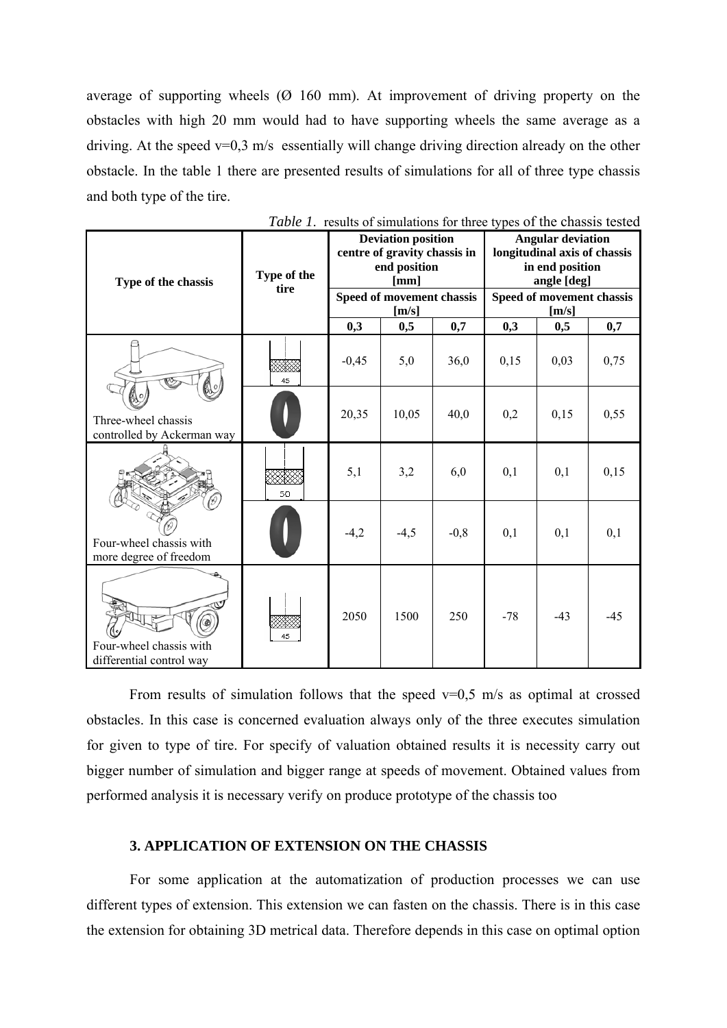average of supporting wheels (Ø 160 mm). At improvement of driving property on the obstacles with high 20 mm would had to have supporting wheels the same average as a driving. At the speed v=0,3 m/s essentially will change driving direction already on the other obstacle. In the table 1 there are presented results of simulations for all of three type chassis and both type of the tire.

*Table 1.* results of simulations for three types of the chassis tested

| Type of the chassis | Type of the tire | Deviation position centre of gravity chassis in end position [mm] | | | Angular deviation longitudinal axis of chassis in end position angle [deg] | | |
|---|---|---|---|---|---|---|---|
| | | Speed of movement chassis [m/s] | | | Speed of movement chassis [m/s] | | |
| | | 0,3 | 0,5 | 0,7 | 0,3 | 0,5 | 0,7 |
| Three-wheel chassis controlled by Ackerman way | 45 | -0,45 | 5,0 | 36,0 | 0,15 | 0,03 | 0,75 |
| | | 20,35 | 10,05 | 40,0 | 0,2 | 0,15 | 0,55 |
| Four-wheel chassis with more degree of freedom | 50 | 5,1 | 3,2 | 6,0 | 0,1 | 0,1 | 0,15 |
| | | -4,2 | -4,5 | -0,8 | 0,1 | 0,1 | 0,1 |
| Four-wheel chassis with differential control way | 45 | 2050 | 1500 | 250 | -78 | -43 | -45 |

From results of simulation follows that the speed v=0,5 m/s as optimal at crossed obstacles. In this case is concerned evaluation always only of the three executes simulation for given to type of tire. For specify of valuation obtained results it is necessity carry out bigger number of simulation and bigger range at speeds of movement. Obtained values from performed analysis it is necessary verify on produce prototype of the chassis too

## 3. APPLICATION OF EXTENSION ON THE CHASSIS

For some application at the automatization of production processes we can use different types of extension. This extension we can fasten on the chassis. There is in this case the extension for obtaining 3D metrical data. Therefore depends in this case on optimal option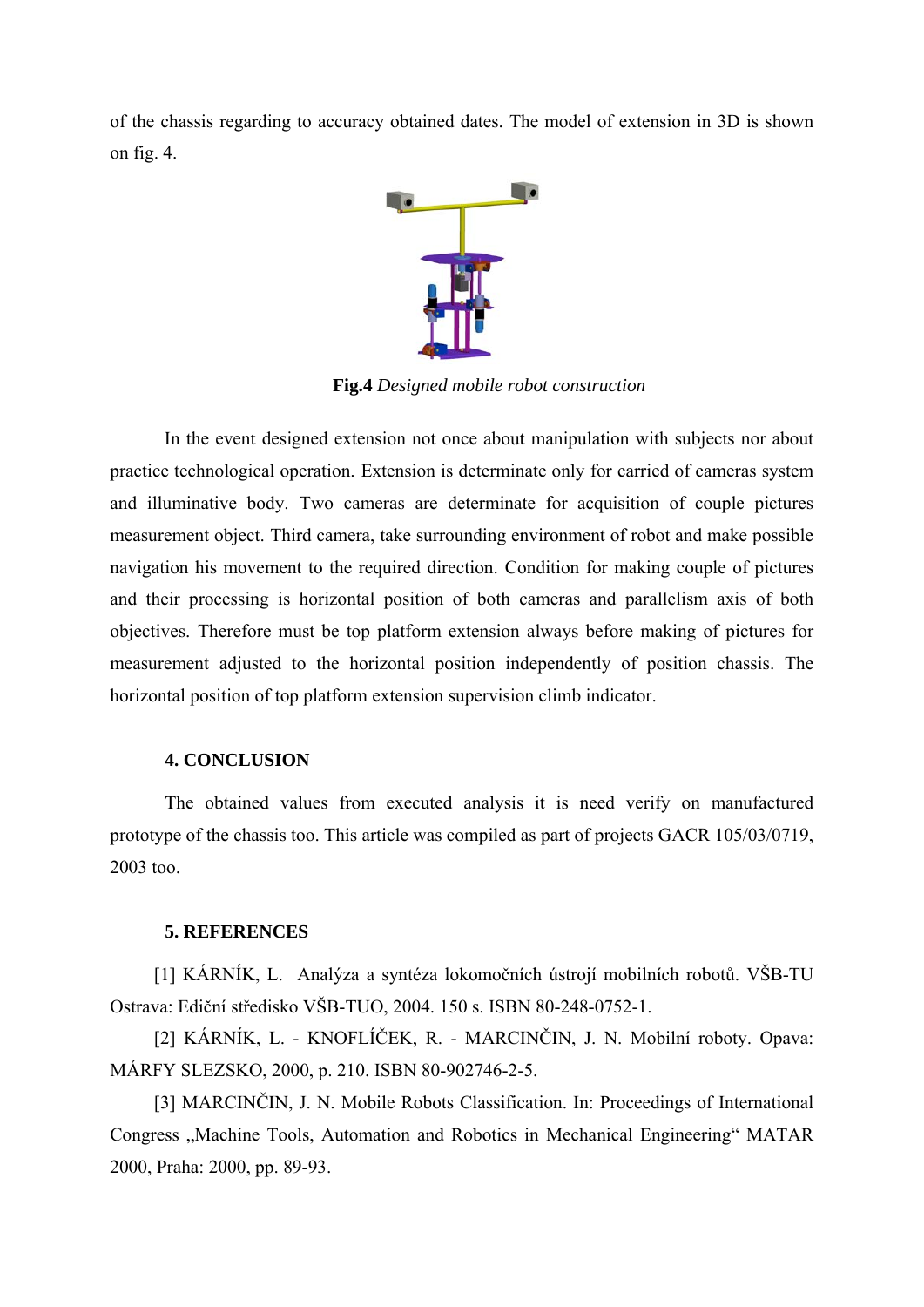of the chassis regarding to accuracy obtained dates. The model of extension in 3D is shown on fig. 4.

**Fig.4** *Designed mobile robot construction*

In the event designed extension not once about manipulation with subjects nor about practice technological operation. Extension is determinate only for carried of cameras system and illuminative body. Two cameras are determinate for acquisition of couple pictures measurement object. Third camera, take surrounding environment of robot and make possible navigation his movement to the required direction. Condition for making couple of pictures and their processing is horizontal position of both cameras and parallelism axis of both objectives. Therefore must be top platform extension always before making of pictures for measurement adjusted to the horizontal position independently of position chassis. The horizontal position of top platform extension supervision climb indicator.

## 4. CONCLUSION

The obtained values from executed analysis it is need verify on manufactured prototype of the chassis too. This article was compiled as part of projects GACR 105/03/0719, 2003 too.

## 5. REFERENCES

[1] KÁRNÍK, L. Analýza a syntéza lokomočních ústrojí mobilních robotů. VŠB-TU Ostrava: Ediční středisko VŠB-TUO, 2004. 150 s. ISBN 80-248-0752-1.

[2] KÁRNÍK, L. - KNOFLÍČEK, R. - MARCINČIN, J. N. Mobilní roboty. Opava: MÁRFY SLEZSKO, 2000, p. 210. ISBN 80-902746-2-5.

[3] MARCINČIN, J. N. Mobile Robots Classification. In: Proceedings of International Congress „Machine Tools, Automation and Robotics in Mechanical Engineering“ MATAR 2000, Praha: 2000, pp. 89-93.